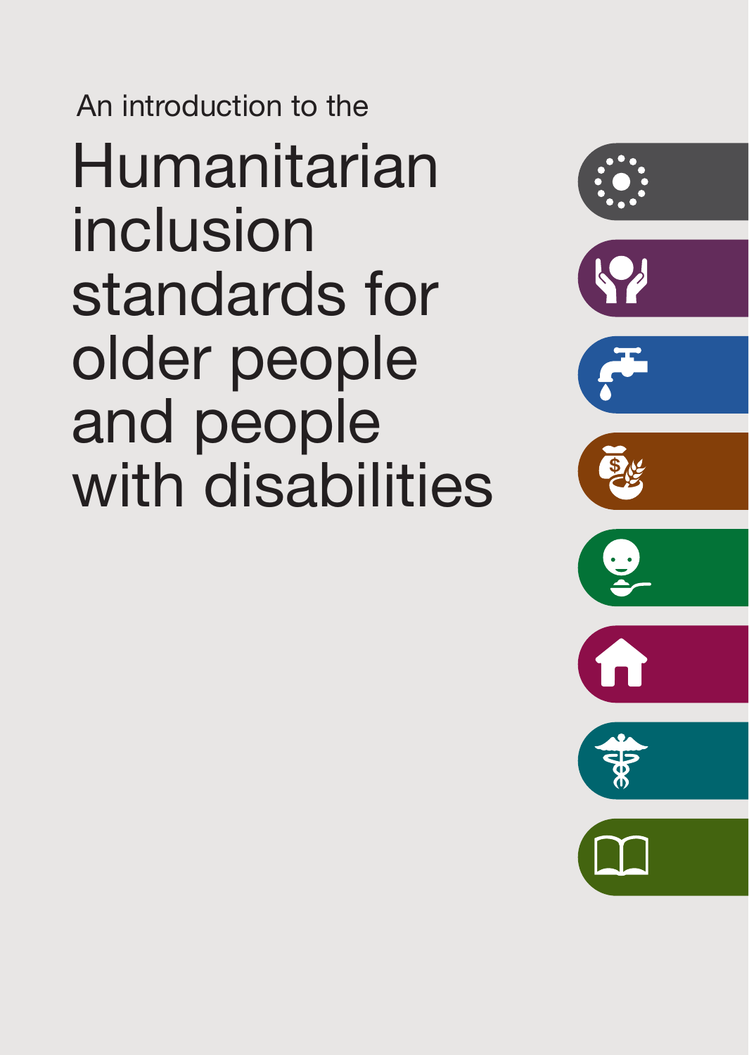An introduction to the

# Humanitarian inclusion standards for older people and people with disabilities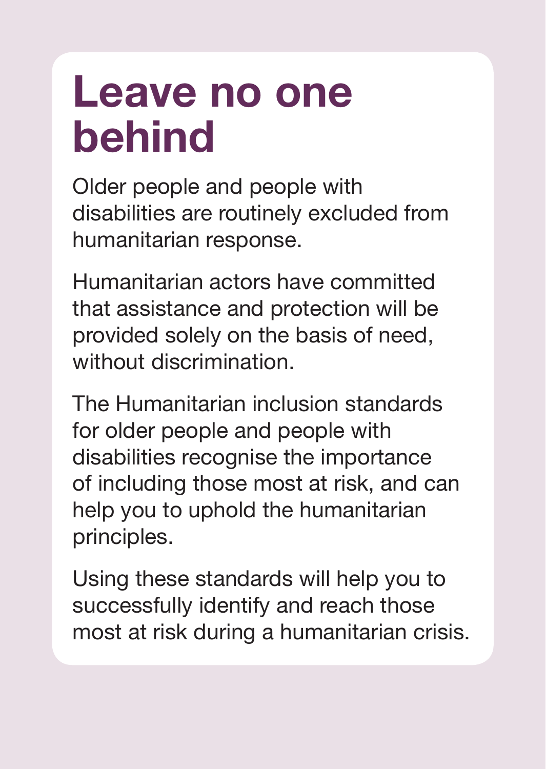# Leave no one behind

Older people and people with disabilities are routinely excluded from humanitarian response.

Humanitarian actors have committed that assistance and protection will be provided solely on the basis of need, without discrimination.

The Humanitarian inclusion standards for older people and people with disabilities recognise the importance of including those most at risk, and can help you to uphold the humanitarian principles.

Using these standards will help you to successfully identify and reach those most at risk during a humanitarian crisis.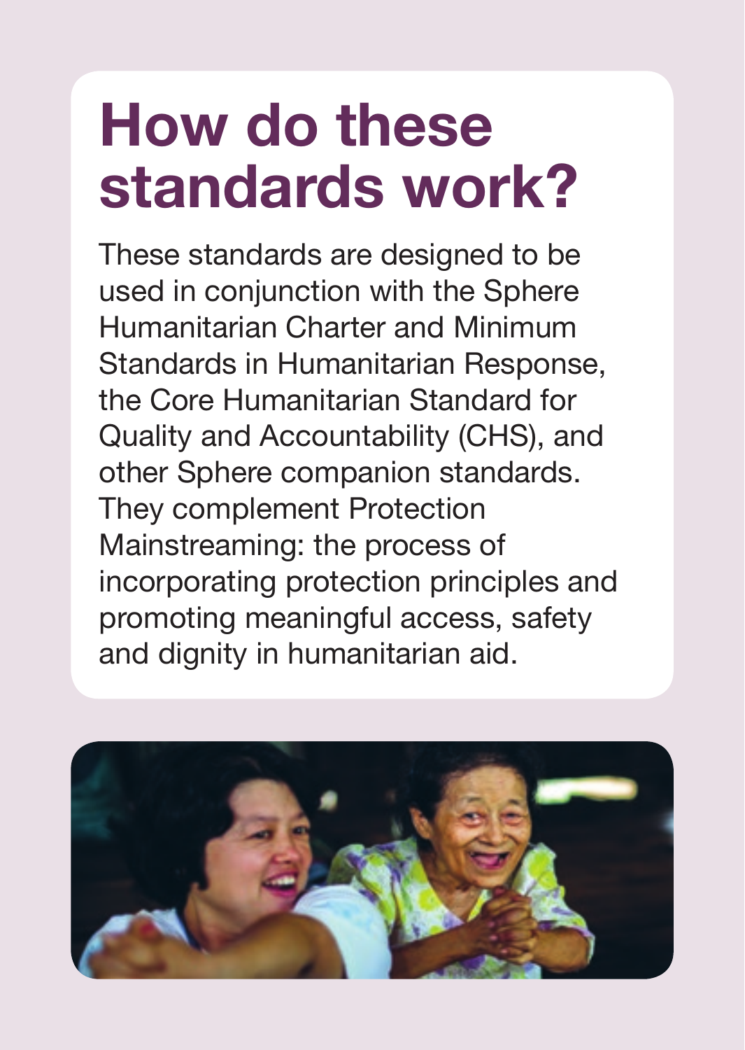# How do these standards work?

These standards are designed to be used in conjunction with the Sphere Humanitarian Charter and Minimum Standards in Humanitarian Response, the Core Humanitarian Standard for Quality and Accountability (CHS), and other Sphere companion standards. They complement Protection Mainstreaming: the process of incorporating protection principles and promoting meaningful access, safety and dignity in humanitarian aid.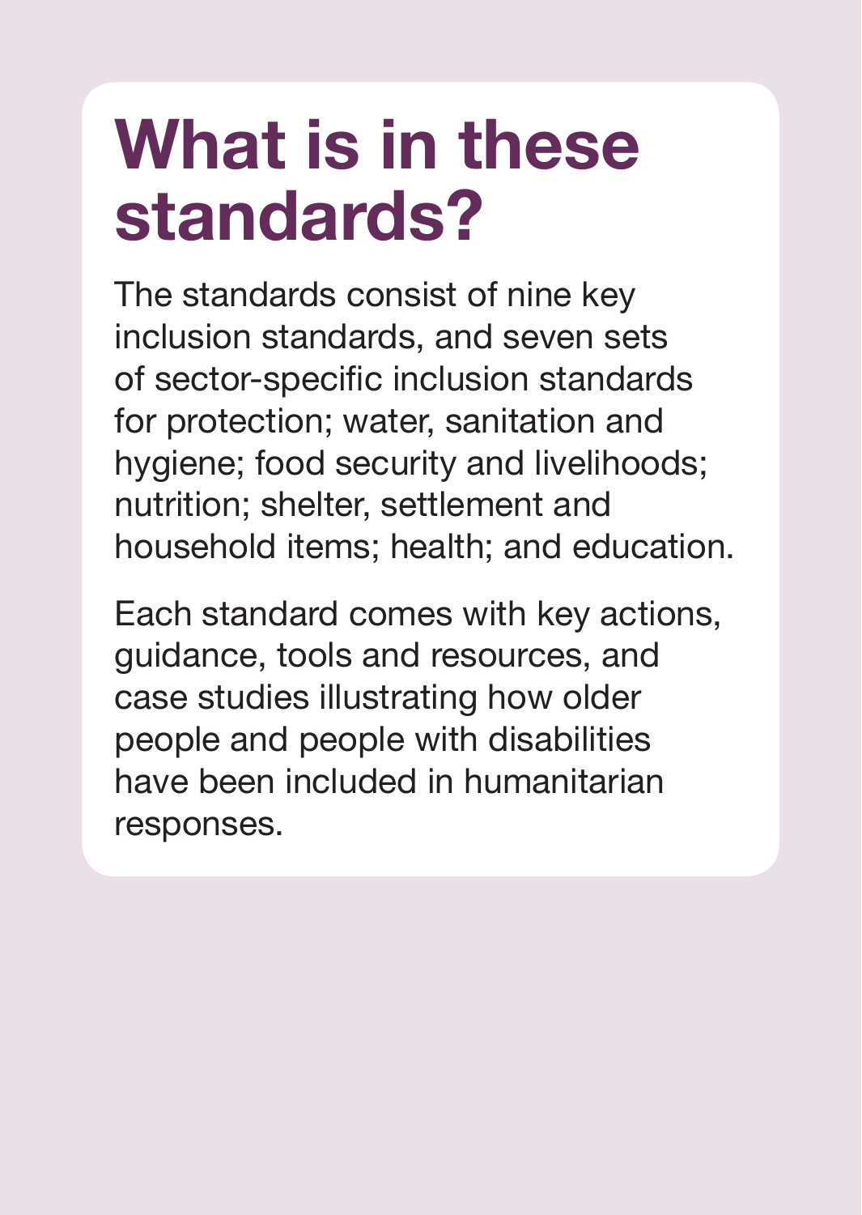# What is in these standards?

The standards consist of nine key inclusion standards, and seven sets of sector-specific inclusion standards for protection; water, sanitation and hygiene; food security and livelihoods; nutrition; shelter, settlement and household items; health; and education.

Each standard comes with key actions, guidance, tools and resources, and case studies illustrating how older people and people with disabilities have been included in humanitarian responses.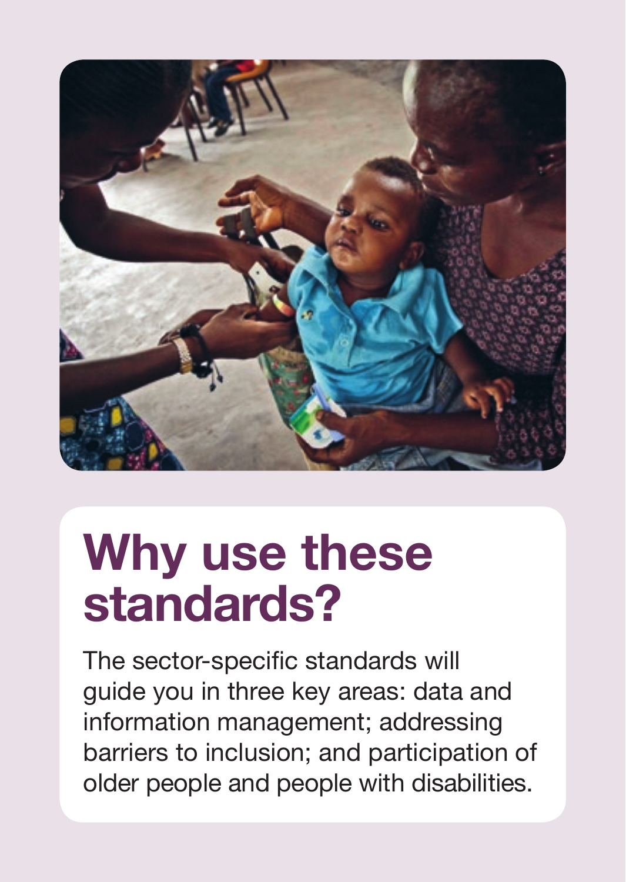# Why use these standards?

The sector-specific standards will guide you in three key areas: data and information management; addressing barriers to inclusion; and participation of older people and people with disabilities.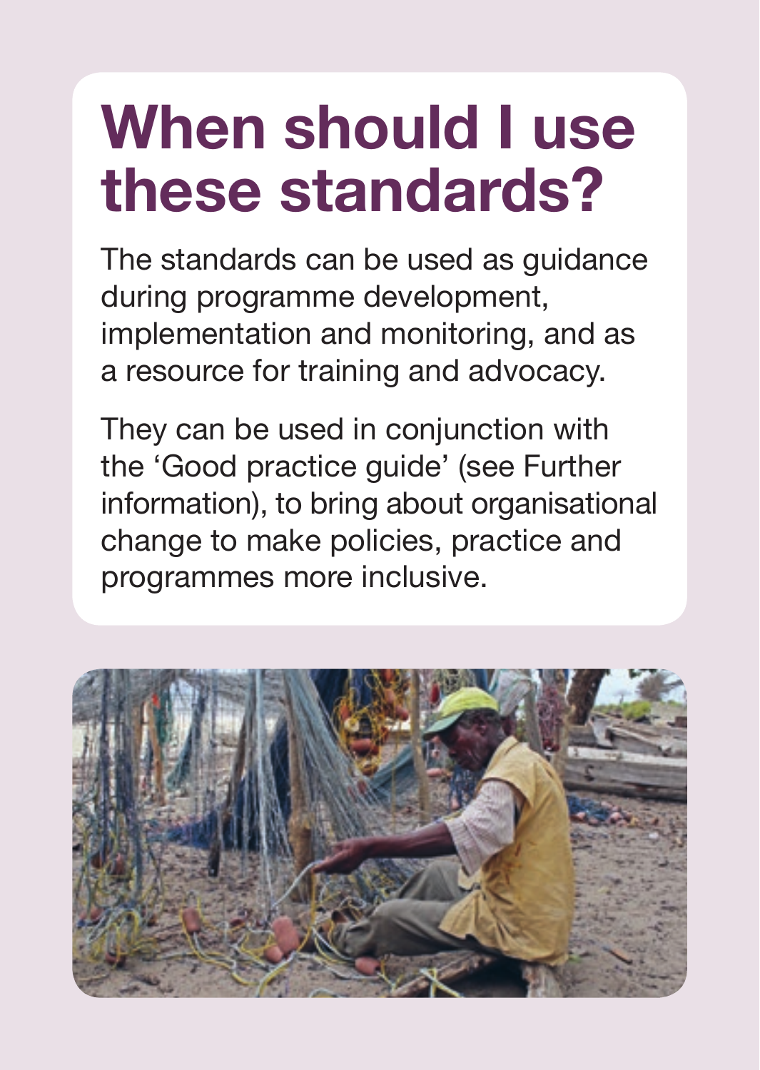# When should I use these standards?

The standards can be used as guidance during programme development, implementation and monitoring, and as a resource for training and advocacy.

They can be used in conjunction with the 'Good practice guide' (see Further information), to bring about organisational change to make policies, practice and programmes more inclusive.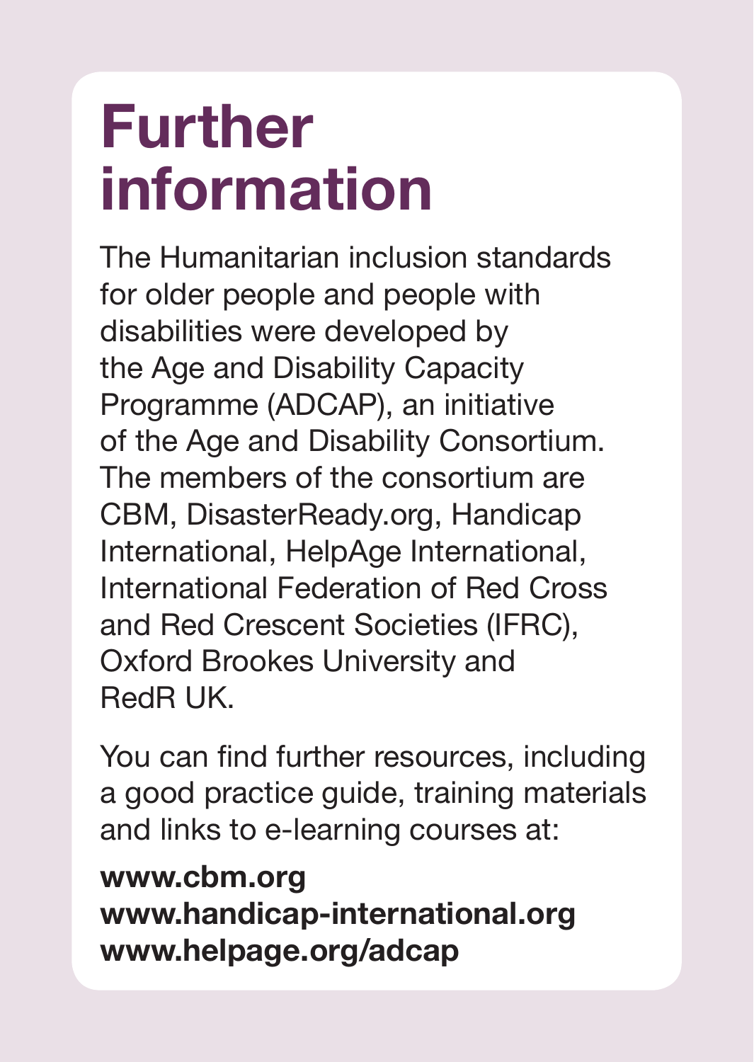# Further information

The Humanitarian inclusion standards for older people and people with disabilities were developed by the Age and Disability Capacity Programme (ADCAP), an initiative of the Age and Disability Consortium. The members of the consortium are CBM, DisasterReady.org, Handicap International, HelpAge International, International Federation of Red Cross and Red Crescent Societies (IFRC), Oxford Brookes University and RedR UK.

You can find further resources, including a good practice guide, training materials and links to e-learning courses at:

**www.cbm.org**
**www.handicap-international.org**
**www.helpage.org/adcap**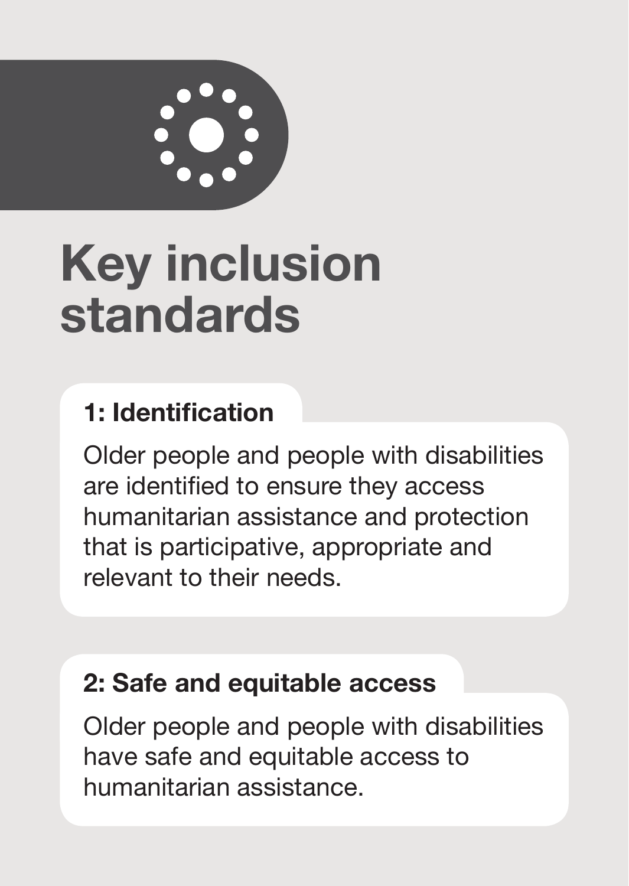# Key inclusion standards

## 1: Identification

Older people and people with disabilities are identified to ensure they access humanitarian assistance and protection that is participative, appropriate and relevant to their needs.

## 2: Safe and equitable access

Older people and people with disabilities have safe and equitable access to humanitarian assistance.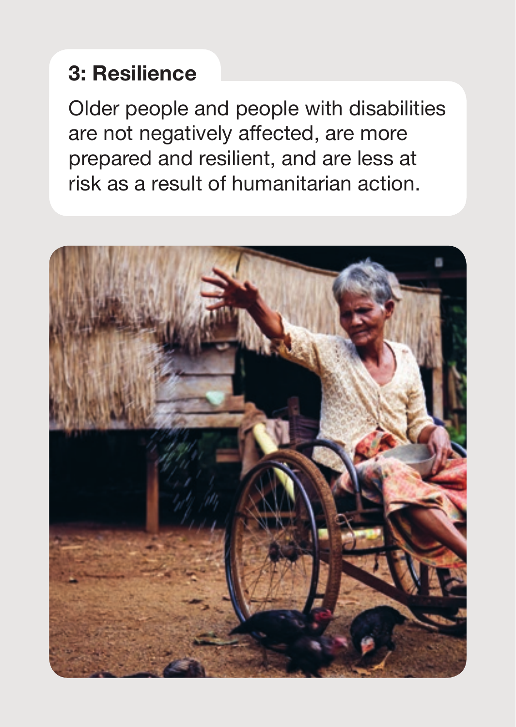## 3: Resilience

Older people and people with disabilities are not negatively affected, are more prepared and resilient, and are less at risk as a result of humanitarian action.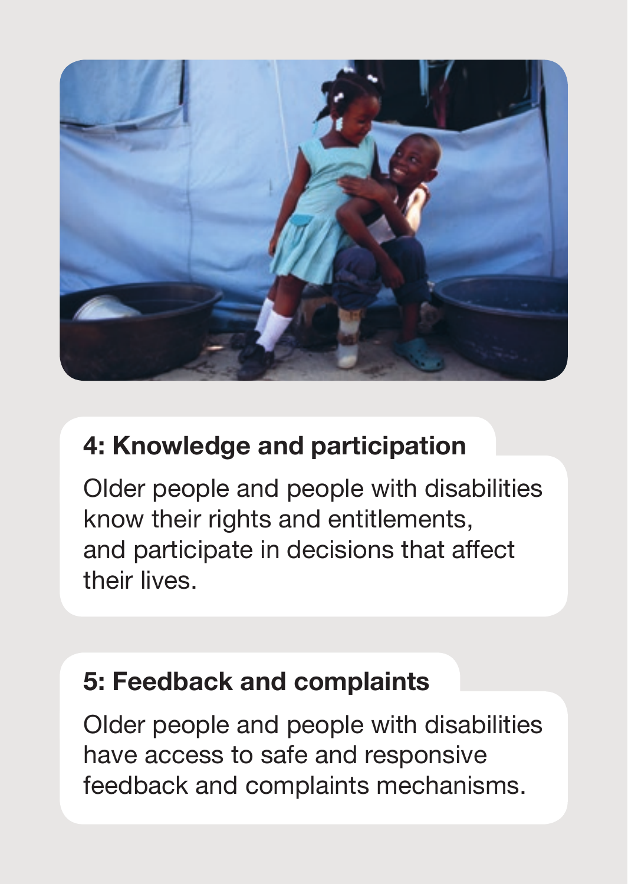## 4: Knowledge and participation

Older people and people with disabilities know their rights and entitlements, and participate in decisions that affect their lives.

## 5: Feedback and complaints

Older people and people with disabilities have access to safe and responsive feedback and complaints mechanisms.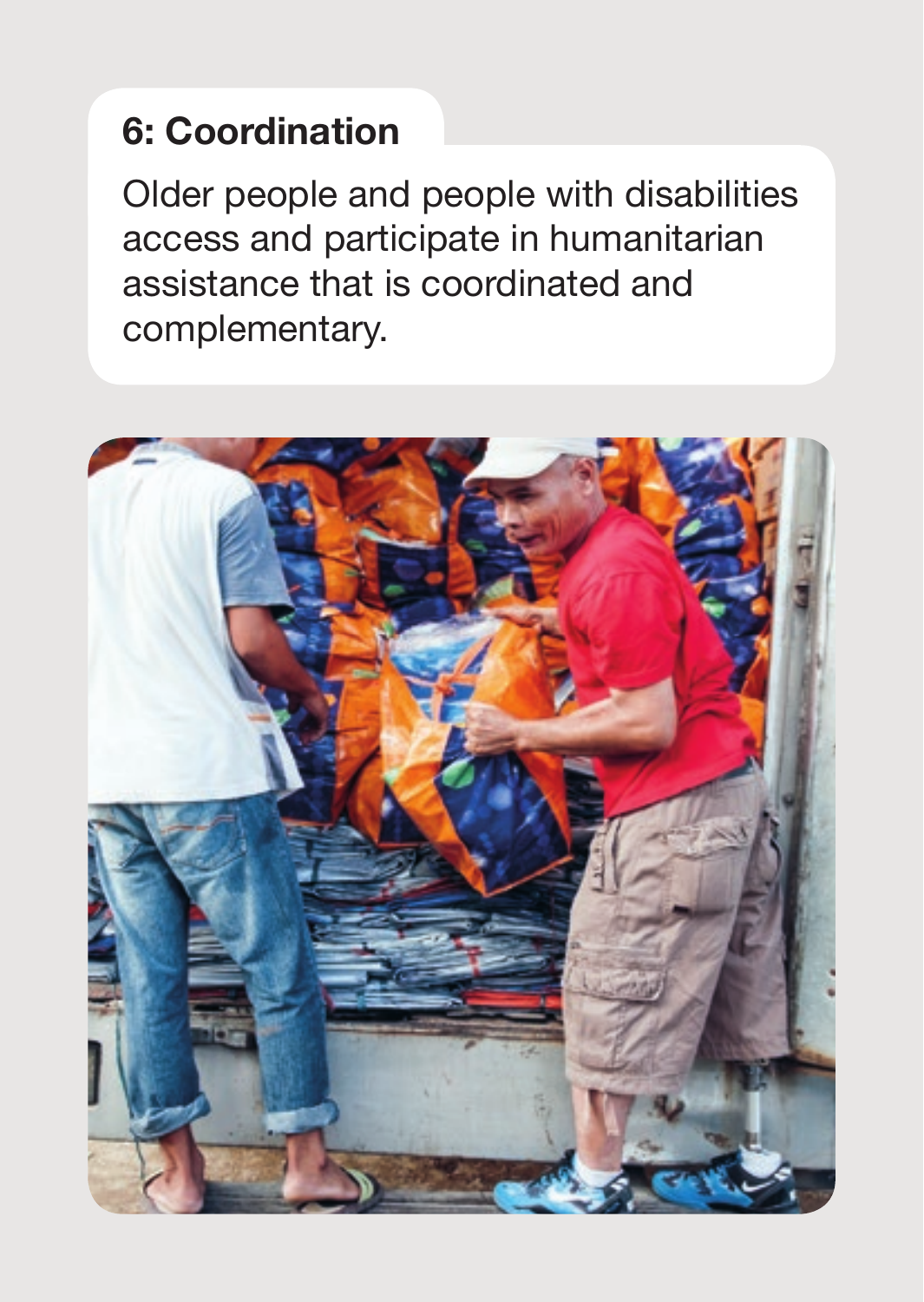## 6: Coordination

Older people and people with disabilities access and participate in humanitarian assistance that is coordinated and complementary.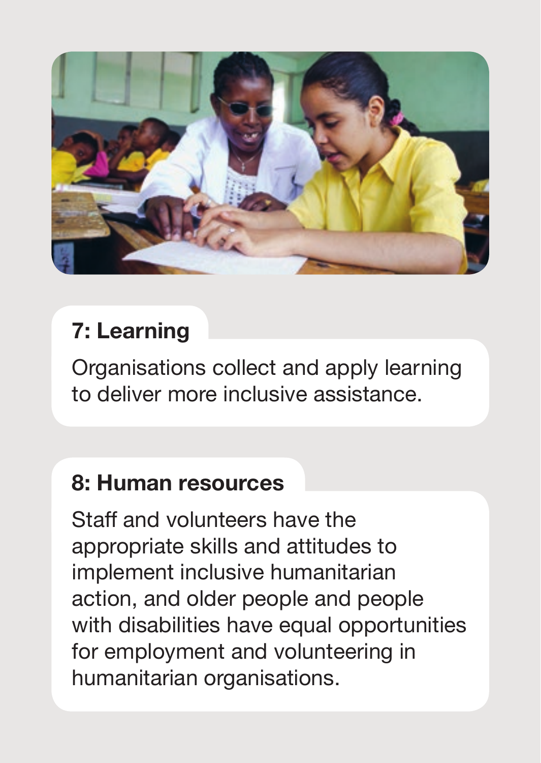## 7: Learning

Organisations collect and apply learning to deliver more inclusive assistance.

## 8: Human resources

Staff and volunteers have the appropriate skills and attitudes to implement inclusive humanitarian action, and older people and people with disabilities have equal opportunities for employment and volunteering in humanitarian organisations.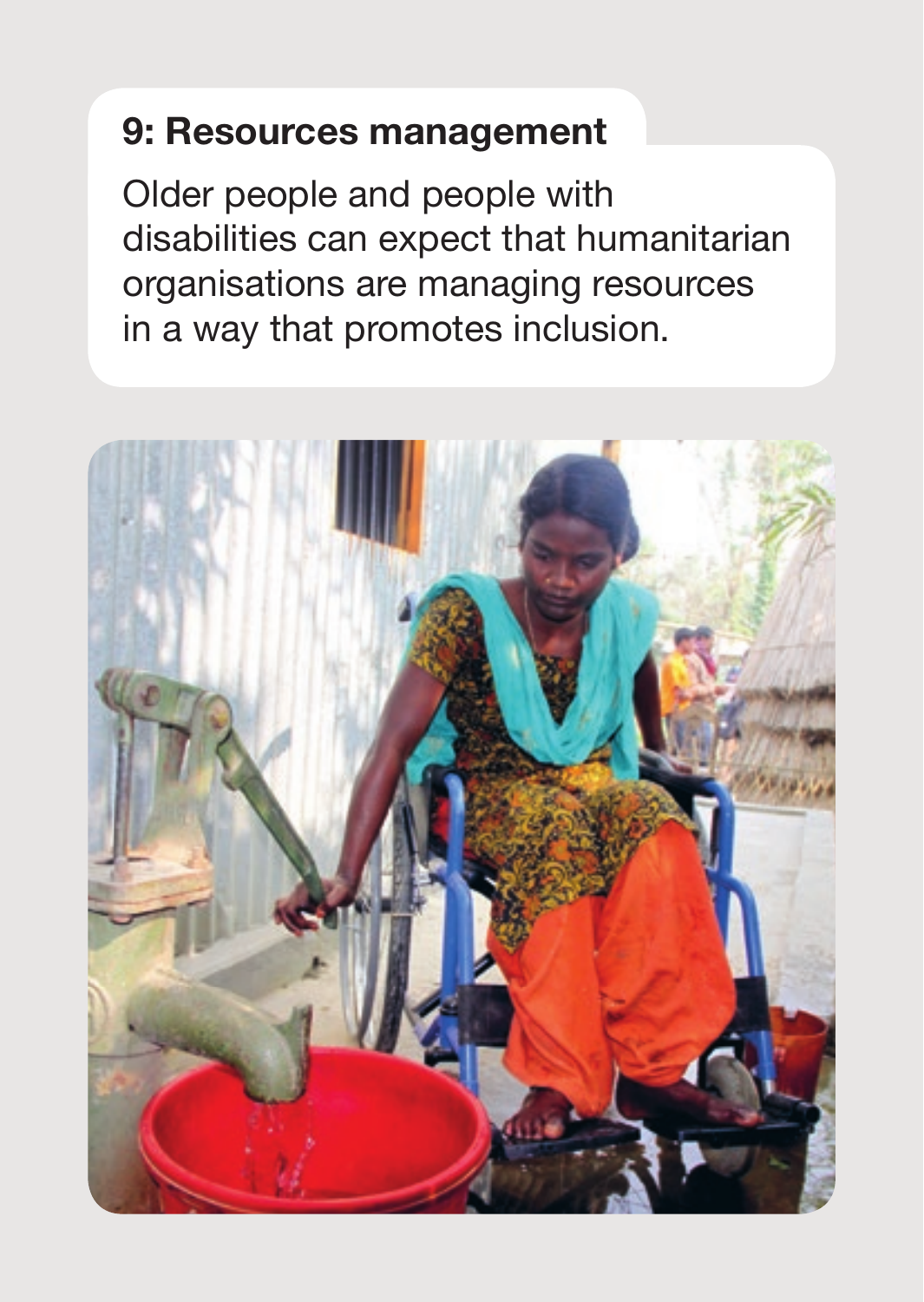## 9: Resources management

Older people and people with disabilities can expect that humanitarian organisations are managing resources in a way that promotes inclusion.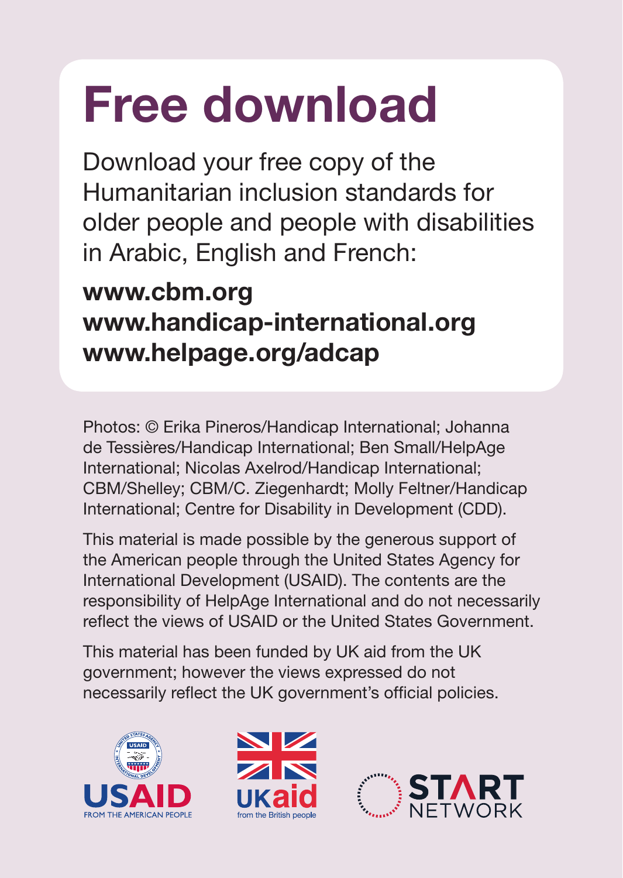# Free download

Download your free copy of the Humanitarian inclusion standards for older people and people with disabilities in Arabic, English and French:

**www.cbm.org**
**www.handicap-international.org**
**www.helpage.org/adcap**

Photos: © Erika Pineros/Handicap International; Johanna de Tessières/Handicap International; Ben Small/HelpAge International; Nicolas Axelrod/Handicap International; CBM/Shelley; CBM/C. Ziegenhardt; Molly Feltner/Handicap International; Centre for Disability in Development (CDD).

This material is made possible by the generous support of the American people through the United States Agency for International Development (USAID). The contents are the responsibility of HelpAge International and do not necessarily reflect the views of USAID or the United States Government.

This material has been funded by UK aid from the UK government; however the views expressed do not necessarily reflect the UK government's official policies.

USAID FROM THE AMERICAN PEOPLE

UKaid from the British people

START NETWORK